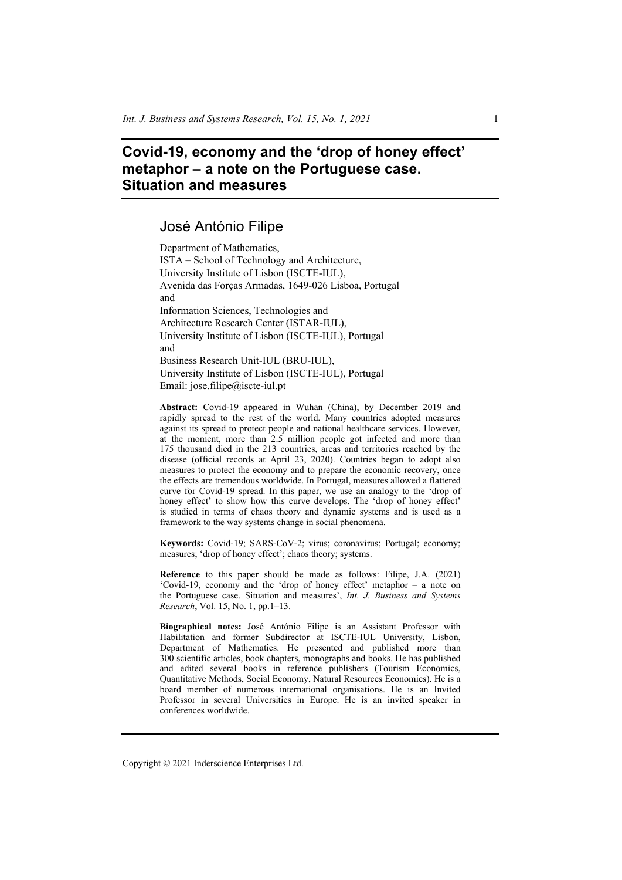# Covid-19, economy and the 'drop of honey effect' metaphor – a note on the Portuguese case. Situation and measures

## José António Filipe

Department of Mathematics,
ISTA – School of Technology and Architecture,
University Institute of Lisbon (ISCTE-IUL),
Avenida das Forças Armadas, 1649-026 Lisboa, Portugal
and
Information Sciences, Technologies and
Architecture Research Center (ISTAR-IUL),
University Institute of Lisbon (ISCTE-IUL), Portugal
and
Business Research Unit-IUL (BRU-IUL),
University Institute of Lisbon (ISCTE-IUL), Portugal
Email: jose.filipe@iscte-iul.pt

**Abstract:** Covid-19 appeared in Wuhan (China), by December 2019 and rapidly spread to the rest of the world. Many countries adopted measures against its spread to protect people and national healthcare services. However, at the moment, more than 2.5 million people got infected and more than 175 thousand died in the 213 countries, areas and territories reached by the disease (official records at April 23, 2020). Countries began to adopt also measures to protect the economy and to prepare the economic recovery, once the effects are tremendous worldwide. In Portugal, measures allowed a flattered curve for Covid-19 spread. In this paper, we use an analogy to the 'drop of honey effect' to show how this curve develops. The 'drop of honey effect' is studied in terms of chaos theory and dynamic systems and is used as a framework to the way systems change in social phenomena.

**Keywords:** Covid-19; SARS-CoV-2; virus; coronavirus; Portugal; economy; measures; 'drop of honey effect'; chaos theory; systems.

**Reference** to this paper should be made as follows: Filipe, J.A. (2021) 'Covid-19, economy and the 'drop of honey effect' metaphor – a note on the Portuguese case. Situation and measures', *Int. J. Business and Systems Research*, Vol. 15, No. 1, pp.1–13.

**Biographical notes:** José António Filipe is an Assistant Professor with Habilitation and former Subdirector at ISCTE-IUL University, Lisbon, Department of Mathematics. He presented and published more than 300 scientific articles, book chapters, monographs and books. He has published and edited several books in reference publishers (Tourism Economics, Quantitative Methods, Social Economy, Natural Resources Economics). He is a board member of numerous international organisations. He is an Invited Professor in several Universities in Europe. He is an invited speaker in conferences worldwide.

Copyright © 2021 Inderscience Enterprises Ltd.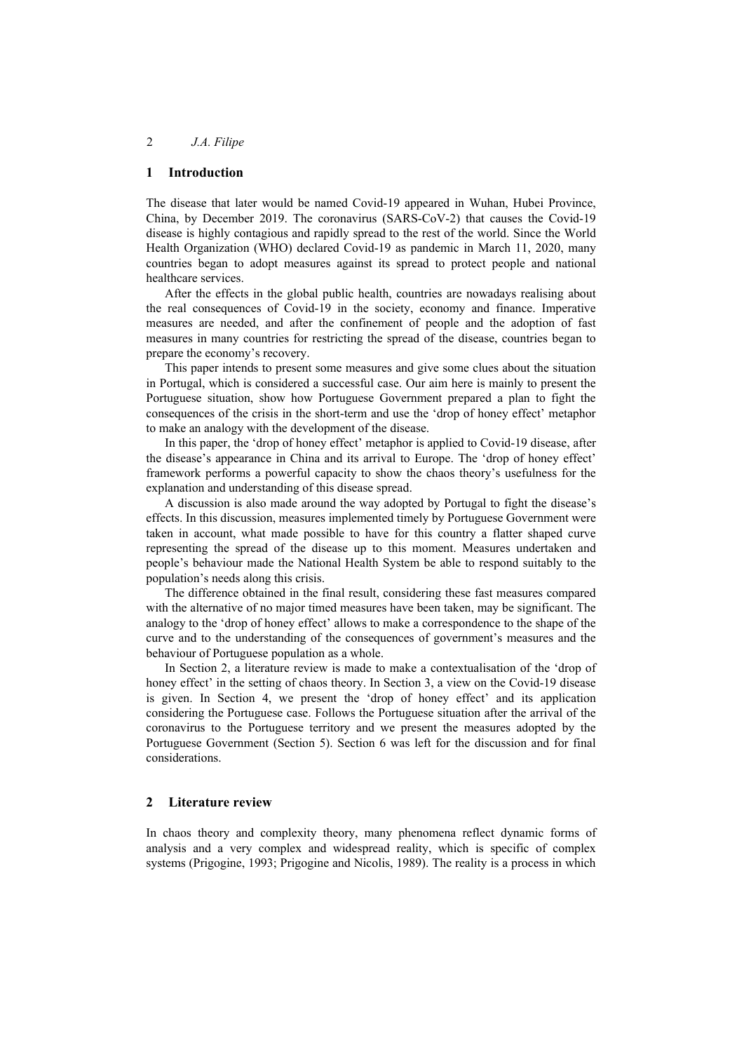## 1 Introduction

The disease that later would be named Covid-19 appeared in Wuhan, Hubei Province, China, by December 2019. The coronavirus (SARS-CoV-2) that causes the Covid-19 disease is highly contagious and rapidly spread to the rest of the world. Since the World Health Organization (WHO) declared Covid-19 as pandemic in March 11, 2020, many countries began to adopt measures against its spread to protect people and national healthcare services.

After the effects in the global public health, countries are nowadays realising about the real consequences of Covid-19 in the society, economy and finance. Imperative measures are needed, and after the confinement of people and the adoption of fast measures in many countries for restricting the spread of the disease, countries began to prepare the economy's recovery.

This paper intends to present some measures and give some clues about the situation in Portugal, which is considered a successful case. Our aim here is mainly to present the Portuguese situation, show how Portuguese Government prepared a plan to fight the consequences of the crisis in the short-term and use the 'drop of honey effect' metaphor to make an analogy with the development of the disease.

In this paper, the 'drop of honey effect' metaphor is applied to Covid-19 disease, after the disease's appearance in China and its arrival to Europe. The 'drop of honey effect' framework performs a powerful capacity to show the chaos theory's usefulness for the explanation and understanding of this disease spread.

A discussion is also made around the way adopted by Portugal to fight the disease's effects. In this discussion, measures implemented timely by Portuguese Government were taken in account, what made possible to have for this country a flatter shaped curve representing the spread of the disease up to this moment. Measures undertaken and people's behaviour made the National Health System be able to respond suitably to the population's needs along this crisis.

The difference obtained in the final result, considering these fast measures compared with the alternative of no major timed measures have been taken, may be significant. The analogy to the 'drop of honey effect' allows to make a correspondence to the shape of the curve and to the understanding of the consequences of government's measures and the behaviour of Portuguese population as a whole.

In Section 2, a literature review is made to make a contextualisation of the 'drop of honey effect' in the setting of chaos theory. In Section 3, a view on the Covid-19 disease is given. In Section 4, we present the 'drop of honey effect' and its application considering the Portuguese case. Follows the Portuguese situation after the arrival of the coronavirus to the Portuguese territory and we present the measures adopted by the Portuguese Government (Section 5). Section 6 was left for the discussion and for final considerations.

## 2 Literature review

In chaos theory and complexity theory, many phenomena reflect dynamic forms of analysis and a very complex and widespread reality, which is specific of complex systems (Prigogine, 1993; Prigogine and Nicolis, 1989). The reality is a process in which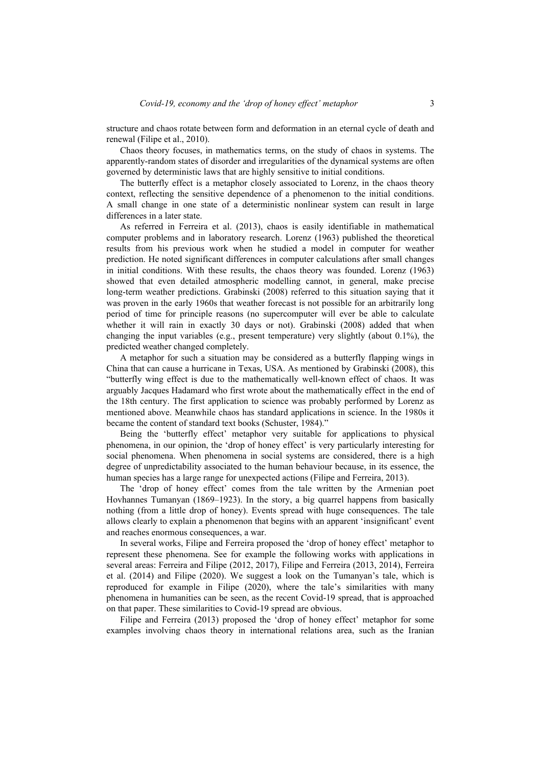structure and chaos rotate between form and deformation in an eternal cycle of death and renewal (Filipe et al., 2010).

Chaos theory focuses, in mathematics terms, on the study of chaos in systems. The apparently-random states of disorder and irregularities of the dynamical systems are often governed by deterministic laws that are highly sensitive to initial conditions.

The butterfly effect is a metaphor closely associated to Lorenz, in the chaos theory context, reflecting the sensitive dependence of a phenomenon to the initial conditions. A small change in one state of a deterministic nonlinear system can result in large differences in a later state.

As referred in Ferreira et al. (2013), chaos is easily identifiable in mathematical computer problems and in laboratory research. Lorenz (1963) published the theoretical results from his previous work when he studied a model in computer for weather prediction. He noted significant differences in computer calculations after small changes in initial conditions. With these results, the chaos theory was founded. Lorenz (1963) showed that even detailed atmospheric modelling cannot, in general, make precise long-term weather predictions. Grabinski (2008) referred to this situation saying that it was proven in the early 1960s that weather forecast is not possible for an arbitrarily long period of time for principle reasons (no supercomputer will ever be able to calculate whether it will rain in exactly 30 days or not). Grabinski (2008) added that when changing the input variables (e.g., present temperature) very slightly (about 0.1%), the predicted weather changed completely.

A metaphor for such a situation may be considered as a butterfly flapping wings in China that can cause a hurricane in Texas, USA. As mentioned by Grabinski (2008), this "butterfly wing effect is due to the mathematically well-known effect of chaos. It was arguably Jacques Hadamard who first wrote about the mathematically effect in the end of the 18th century. The first application to science was probably performed by Lorenz as mentioned above. Meanwhile chaos has standard applications in science. In the 1980s it became the content of standard text books (Schuster, 1984)."

Being the 'butterfly effect' metaphor very suitable for applications to physical phenomena, in our opinion, the 'drop of honey effect' is very particularly interesting for social phenomena. When phenomena in social systems are considered, there is a high degree of unpredictability associated to the human behaviour because, in its essence, the human species has a large range for unexpected actions (Filipe and Ferreira, 2013).

The 'drop of honey effect' comes from the tale written by the Armenian poet Hovhannes Tumanyan (1869–1923). In the story, a big quarrel happens from basically nothing (from a little drop of honey). Events spread with huge consequences. The tale allows clearly to explain a phenomenon that begins with an apparent 'insignificant' event and reaches enormous consequences, a war.

In several works, Filipe and Ferreira proposed the 'drop of honey effect' metaphor to represent these phenomena. See for example the following works with applications in several areas: Ferreira and Filipe (2012, 2017), Filipe and Ferreira (2013, 2014), Ferreira et al. (2014) and Filipe (2020). We suggest a look on the Tumanyan's tale, which is reproduced for example in Filipe (2020), where the tale's similarities with many phenomena in humanities can be seen, as the recent Covid-19 spread, that is approached on that paper. These similarities to Covid-19 spread are obvious.

Filipe and Ferreira (2013) proposed the 'drop of honey effect' metaphor for some examples involving chaos theory in international relations area, such as the Iranian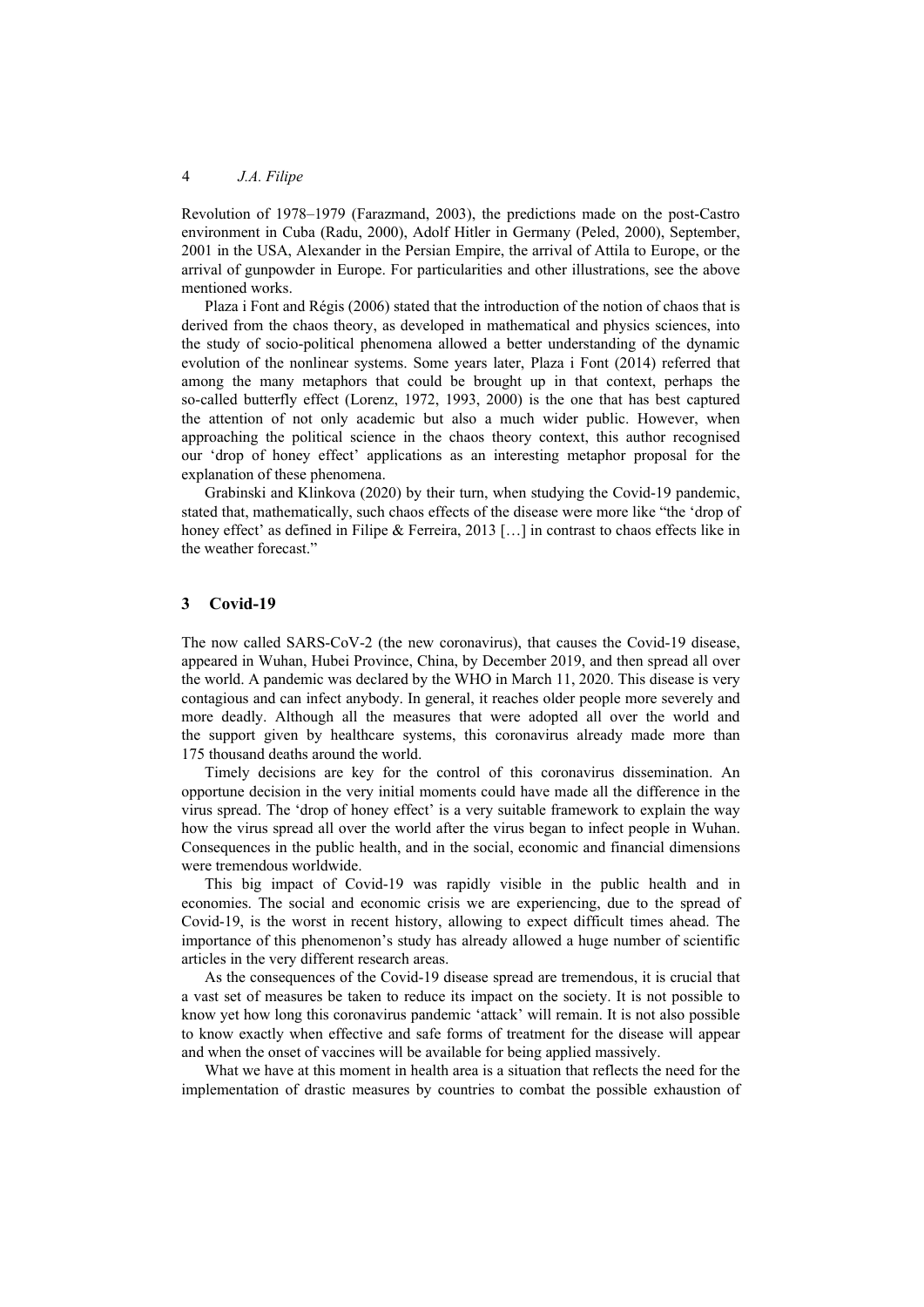Revolution of 1978–1979 (Farazmand, 2003), the predictions made on the post-Castro environment in Cuba (Radu, 2000), Adolf Hitler in Germany (Peled, 2000), September, 2001 in the USA, Alexander in the Persian Empire, the arrival of Attila to Europe, or the arrival of gunpowder in Europe. For particularities and other illustrations, see the above mentioned works.

Plaza i Font and Régis (2006) stated that the introduction of the notion of chaos that is derived from the chaos theory, as developed in mathematical and physics sciences, into the study of socio-political phenomena allowed a better understanding of the dynamic evolution of the nonlinear systems. Some years later, Plaza i Font (2014) referred that among the many metaphors that could be brought up in that context, perhaps the so-called butterfly effect (Lorenz, 1972, 1993, 2000) is the one that has best captured the attention of not only academic but also a much wider public. However, when approaching the political science in the chaos theory context, this author recognised our 'drop of honey effect' applications as an interesting metaphor proposal for the explanation of these phenomena.

Grabinski and Klinkova (2020) by their turn, when studying the Covid-19 pandemic, stated that, mathematically, such chaos effects of the disease were more like "the 'drop of honey effect' as defined in Filipe & Ferreira, 2013 […] in contrast to chaos effects like in the weather forecast."

## 3 Covid-19

The now called SARS-CoV-2 (the new coronavirus), that causes the Covid-19 disease, appeared in Wuhan, Hubei Province, China, by December 2019, and then spread all over the world. A pandemic was declared by the WHO in March 11, 2020. This disease is very contagious and can infect anybody. In general, it reaches older people more severely and more deadly. Although all the measures that were adopted all over the world and the support given by healthcare systems, this coronavirus already made more than 175 thousand deaths around the world.

Timely decisions are key for the control of this coronavirus dissemination. An opportune decision in the very initial moments could have made all the difference in the virus spread. The 'drop of honey effect' is a very suitable framework to explain the way how the virus spread all over the world after the virus began to infect people in Wuhan. Consequences in the public health, and in the social, economic and financial dimensions were tremendous worldwide.

This big impact of Covid-19 was rapidly visible in the public health and in economies. The social and economic crisis we are experiencing, due to the spread of Covid-19, is the worst in recent history, allowing to expect difficult times ahead. The importance of this phenomenon's study has already allowed a huge number of scientific articles in the very different research areas.

As the consequences of the Covid-19 disease spread are tremendous, it is crucial that a vast set of measures be taken to reduce its impact on the society. It is not possible to know yet how long this coronavirus pandemic 'attack' will remain. It is not also possible to know exactly when effective and safe forms of treatment for the disease will appear and when the onset of vaccines will be available for being applied massively.

What we have at this moment in health area is a situation that reflects the need for the implementation of drastic measures by countries to combat the possible exhaustion of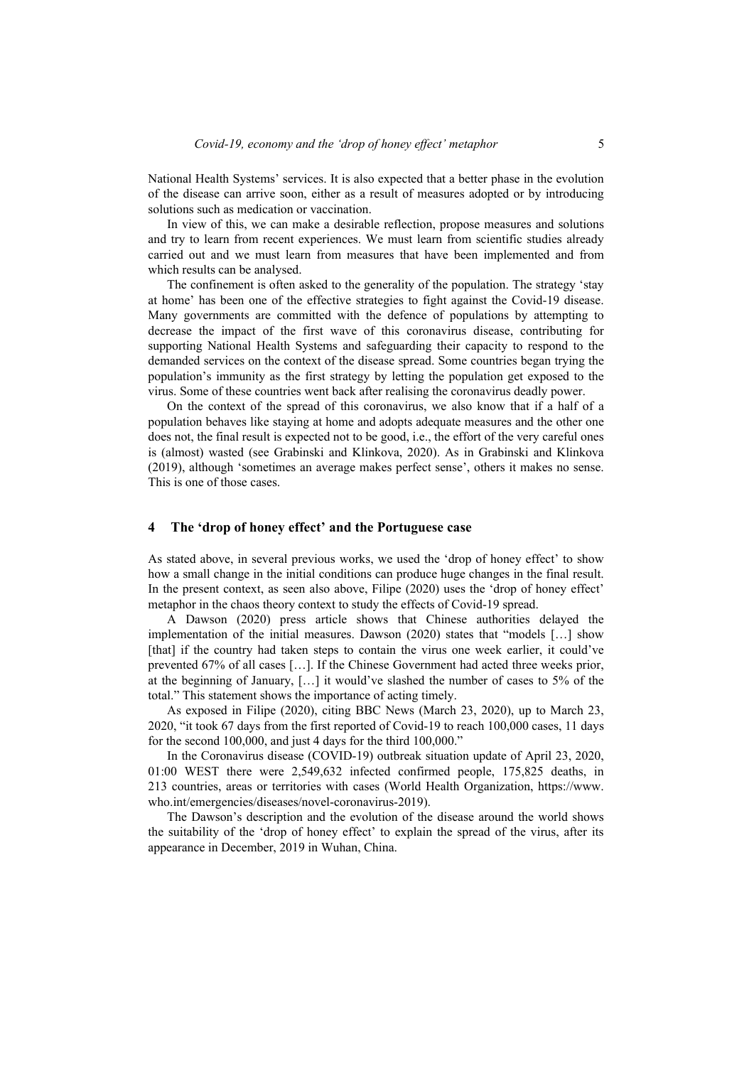National Health Systems' services. It is also expected that a better phase in the evolution of the disease can arrive soon, either as a result of measures adopted or by introducing solutions such as medication or vaccination.

In view of this, we can make a desirable reflection, propose measures and solutions and try to learn from recent experiences. We must learn from scientific studies already carried out and we must learn from measures that have been implemented and from which results can be analysed.

The confinement is often asked to the generality of the population. The strategy 'stay at home' has been one of the effective strategies to fight against the Covid-19 disease. Many governments are committed with the defence of populations by attempting to decrease the impact of the first wave of this coronavirus disease, contributing for supporting National Health Systems and safeguarding their capacity to respond to the demanded services on the context of the disease spread. Some countries began trying the population's immunity as the first strategy by letting the population get exposed to the virus. Some of these countries went back after realising the coronavirus deadly power.

On the context of the spread of this coronavirus, we also know that if a half of a population behaves like staying at home and adopts adequate measures and the other one does not, the final result is expected not to be good, i.e., the effort of the very careful ones is (almost) wasted (see Grabinski and Klinkova, 2020). As in Grabinski and Klinkova (2019), although 'sometimes an average makes perfect sense', others it makes no sense. This is one of those cases.

## 4 The 'drop of honey effect' and the Portuguese case

As stated above, in several previous works, we used the 'drop of honey effect' to show how a small change in the initial conditions can produce huge changes in the final result. In the present context, as seen also above, Filipe (2020) uses the 'drop of honey effect' metaphor in the chaos theory context to study the effects of Covid-19 spread.

A Dawson (2020) press article shows that Chinese authorities delayed the implementation of the initial measures. Dawson (2020) states that "models […] show [that] if the country had taken steps to contain the virus one week earlier, it could've prevented 67% of all cases […]. If the Chinese Government had acted three weeks prior, at the beginning of January, […] it would've slashed the number of cases to 5% of the total." This statement shows the importance of acting timely.

As exposed in Filipe (2020), citing BBC News (March 23, 2020), up to March 23, 2020, "it took 67 days from the first reported of Covid-19 to reach 100,000 cases, 11 days for the second 100,000, and just 4 days for the third 100,000."

In the Coronavirus disease (COVID-19) outbreak situation update of April 23, 2020, 01:00 WEST there were 2,549,632 infected confirmed people, 175,825 deaths, in 213 countries, areas or territories with cases (World Health Organization, https://www.who.int/emergencies/diseases/novel-coronavirus-2019).

The Dawson's description and the evolution of the disease around the world shows the suitability of the 'drop of honey effect' to explain the spread of the virus, after its appearance in December, 2019 in Wuhan, China.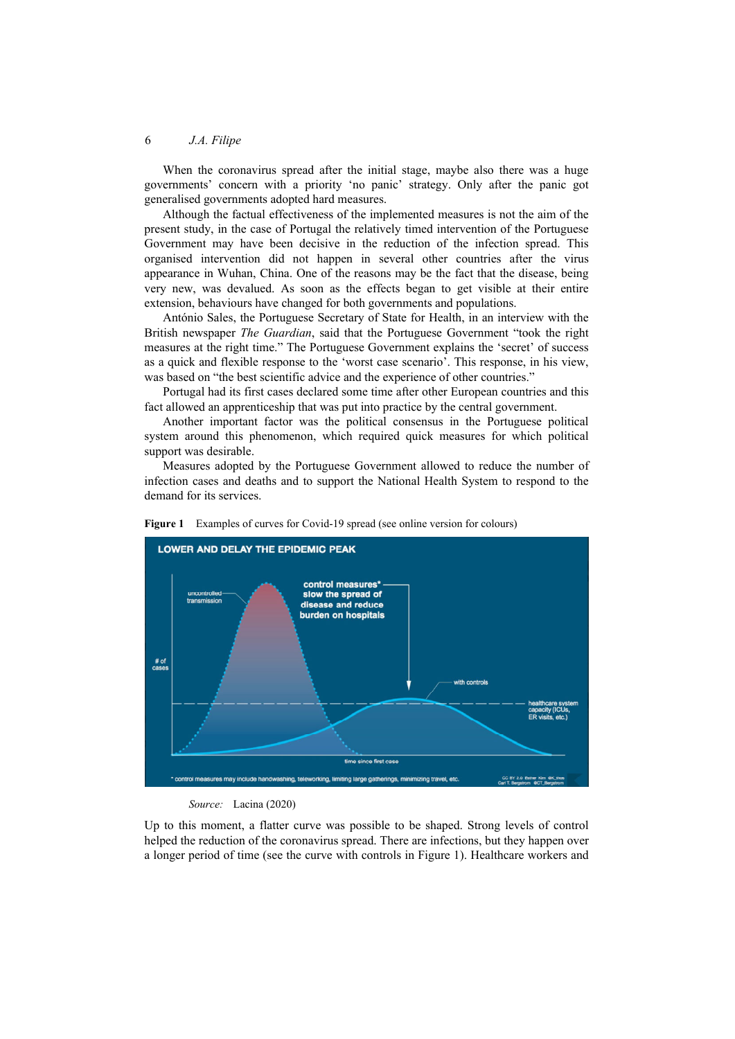When the coronavirus spread after the initial stage, maybe also there was a huge governments' concern with a priority 'no panic' strategy. Only after the panic got generalised governments adopted hard measures.

Although the factual effectiveness of the implemented measures is not the aim of the present study, in the case of Portugal the relatively timed intervention of the Portuguese Government may have been decisive in the reduction of the infection spread. This organised intervention did not happen in several other countries after the virus appearance in Wuhan, China. One of the reasons may be the fact that the disease, being very new, was devalued. As soon as the effects began to get visible at their entire extension, behaviours have changed for both governments and populations.

António Sales, the Portuguese Secretary of State for Health, in an interview with the British newspaper *The Guardian*, said that the Portuguese Government "took the right measures at the right time." The Portuguese Government explains the 'secret' of success as a quick and flexible response to the 'worst case scenario'. This response, in his view, was based on "the best scientific advice and the experience of other countries."

Portugal had its first cases declared some time after other European countries and this fact allowed an apprenticeship that was put into practice by the central government.

Another important factor was the political consensus in the Portuguese political system around this phenomenon, which required quick measures for which political support was desirable.

Measures adopted by the Portuguese Government allowed to reduce the number of infection cases and deaths and to support the National Health System to respond to the demand for its services.

**Figure 1** Examples of curves for Covid-19 spread (see online version for colours)

*Source:* Lacina (2020)

Up to this moment, a flatter curve was possible to be shaped. Strong levels of control helped the reduction of the coronavirus spread. There are infections, but they happen over a longer period of time (see the curve with controls in Figure 1). Healthcare workers and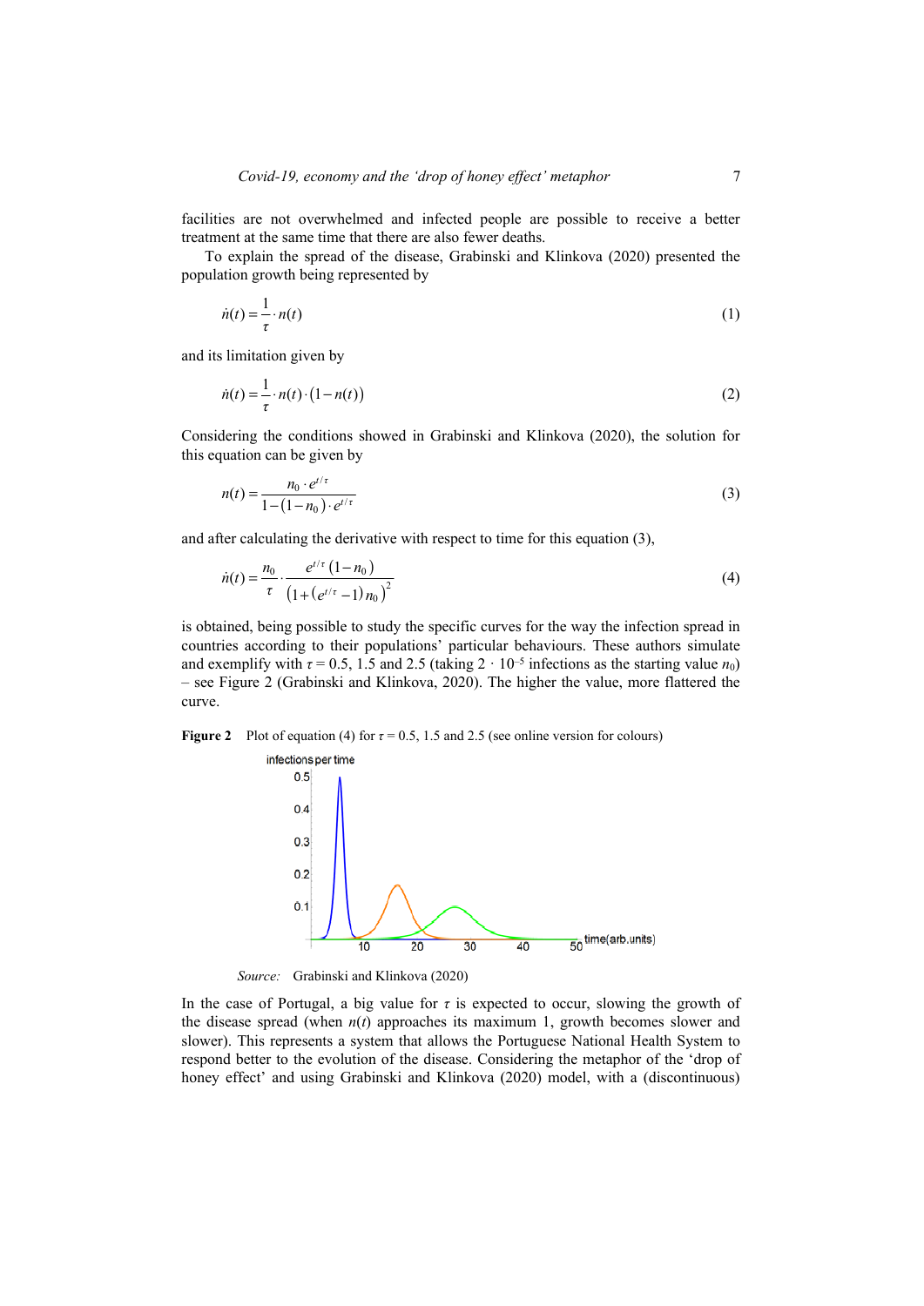facilities are not overwhelmed and infected people are possible to receive a better treatment at the same time that there are also fewer deaths.

To explain the spread of the disease, Grabinski and Klinkova (2020) presented the population growth being represented by

$$\dot{n}(t) = \frac{1}{\tau} \cdot n(t) \tag{1}$$

and its limitation given by

$$\dot{n}(t) = \frac{1}{\tau} \cdot n(t) \cdot (1 - n(t)) \tag{2}$$

Considering the conditions showed in Grabinski and Klinkova (2020), the solution for this equation can be given by

$$n(t) = \frac{n_0 \cdot e^{t/\tau}}{1 - (1 - n_0) \cdot e^{t/\tau}} \tag{3}$$

and after calculating the derivative with respect to time for this equation (3),

$$\dot{n}(t) = \frac{n_0}{\tau} \cdot \frac{e^{t/\tau}(1 - n_0)}{\left(1 + \left(e^{t/\tau} - 1\right) n_0\right)^2} \tag{4}$$

is obtained, being possible to study the specific curves for the way the infection spread in countries according to their populations' particular behaviours. These authors simulate and exemplify with $\tau = 0.5$, 1.5 and 2.5 (taking $2 \cdot 10^{-5}$ infections as the starting value $n_0$) – see Figure 2 (Grabinski and Klinkova, 2020). The higher the value, more flattered the curve.

**Figure 2** Plot of equation (4) for $\tau = 0.5$, 1.5 and 2.5 (see online version for colours)

*Source:* Grabinski and Klinkova (2020)

In the case of Portugal, a big value for $\tau$ is expected to occur, slowing the growth of the disease spread (when $n(t)$ approaches its maximum 1, growth becomes slower and slower). This represents a system that allows the Portuguese National Health System to respond better to the evolution of the disease. Considering the metaphor of the 'drop of honey effect' and using Grabinski and Klinkova (2020) model, with a (discontinuous)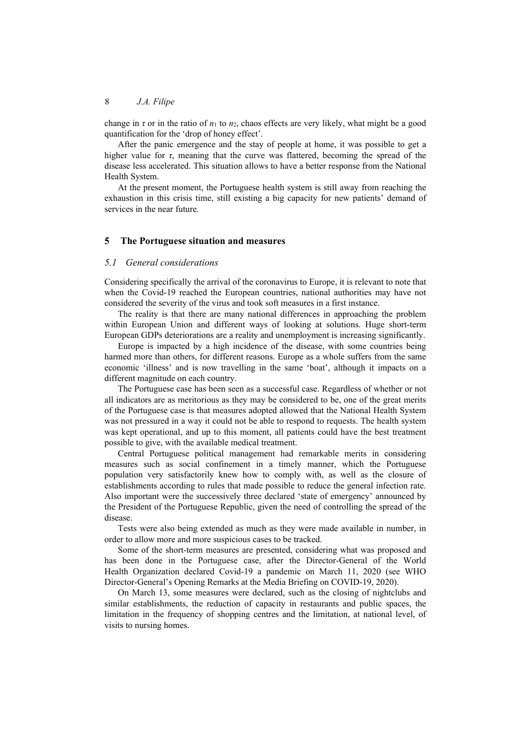change in $\tau$ or in the ratio of $n_1$ to $n_2$, chaos effects are very likely, what might be a good quantification for the 'drop of honey effect'.

After the panic emergence and the stay of people at home, it was possible to get a higher value for $\tau$, meaning that the curve was flattered, becoming the spread of the disease less accelerated. This situation allows to have a better response from the National Health System.

At the present moment, the Portuguese health system is still away from reaching the exhaustion in this crisis time, still existing a big capacity for new patients' demand of services in the near future.

## 5 The Portuguese situation and measures

### 5.1 General considerations

Considering specifically the arrival of the coronavirus to Europe, it is relevant to note that when the Covid-19 reached the European countries, national authorities may have not considered the severity of the virus and took soft measures in a first instance.

The reality is that there are many national differences in approaching the problem within European Union and different ways of looking at solutions. Huge short-term European GDPs deteriorations are a reality and unemployment is increasing significantly.

Europe is impacted by a high incidence of the disease, with some countries being harmed more than others, for different reasons. Europe as a whole suffers from the same economic 'illness' and is now travelling in the same 'boat', although it impacts on a different magnitude on each country.

The Portuguese case has been seen as a successful case. Regardless of whether or not all indicators are as meritorious as they may be considered to be, one of the great merits of the Portuguese case is that measures adopted allowed that the National Health System was not pressured in a way it could not be able to respond to requests. The health system was kept operational, and up to this moment, all patients could have the best treatment possible to give, with the available medical treatment.

Central Portuguese political management had remarkable merits in considering measures such as social confinement in a timely manner, which the Portuguese population very satisfactorily knew how to comply with, as well as the closure of establishments according to rules that made possible to reduce the general infection rate. Also important were the successively three declared 'state of emergency' announced by the President of the Portuguese Republic, given the need of controlling the spread of the disease.

Tests were also being extended as much as they were made available in number, in order to allow more and more suspicious cases to be tracked.

Some of the short-term measures are presented, considering what was proposed and has been done in the Portuguese case, after the Director-General of the World Health Organization declared Covid-19 a pandemic on March 11, 2020 (see WHO Director-General's Opening Remarks at the Media Briefing on COVID-19, 2020).

On March 13, some measures were declared, such as the closing of nightclubs and similar establishments, the reduction of capacity in restaurants and public spaces, the limitation in the frequency of shopping centres and the limitation, at national level, of visits to nursing homes.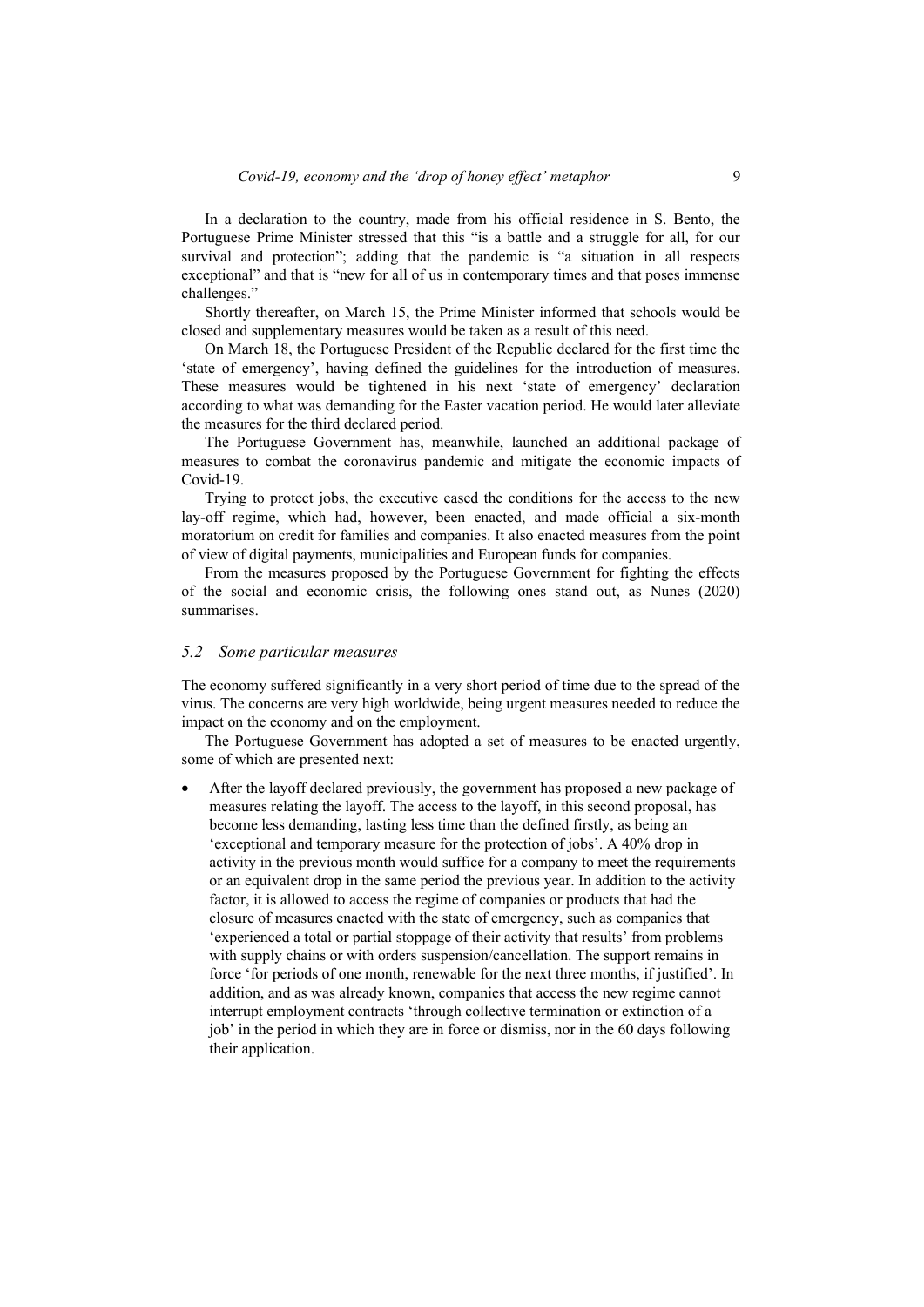In a declaration to the country, made from his official residence in S. Bento, the Portuguese Prime Minister stressed that this "is a battle and a struggle for all, for our survival and protection"; adding that the pandemic is "a situation in all respects exceptional" and that is "new for all of us in contemporary times and that poses immense challenges."

Shortly thereafter, on March 15, the Prime Minister informed that schools would be closed and supplementary measures would be taken as a result of this need.

On March 18, the Portuguese President of the Republic declared for the first time the 'state of emergency', having defined the guidelines for the introduction of measures. These measures would be tightened in his next 'state of emergency' declaration according to what was demanding for the Easter vacation period. He would later alleviate the measures for the third declared period.

The Portuguese Government has, meanwhile, launched an additional package of measures to combat the coronavirus pandemic and mitigate the economic impacts of Covid-19.

Trying to protect jobs, the executive eased the conditions for the access to the new lay-off regime, which had, however, been enacted, and made official a six-month moratorium on credit for families and companies. It also enacted measures from the point of view of digital payments, municipalities and European funds for companies.

From the measures proposed by the Portuguese Government for fighting the effects of the social and economic crisis, the following ones stand out, as Nunes (2020) summarises.

### *5.2 Some particular measures*

The economy suffered significantly in a very short period of time due to the spread of the virus. The concerns are very high worldwide, being urgent measures needed to reduce the impact on the economy and on the employment.

The Portuguese Government has adopted a set of measures to be enacted urgently, some of which are presented next:

- After the layoff declared previously, the government has proposed a new package of measures relating the layoff. The access to the layoff, in this second proposal, has become less demanding, lasting less time than the defined firstly, as being an 'exceptional and temporary measure for the protection of jobs'. A 40% drop in activity in the previous month would suffice for a company to meet the requirements or an equivalent drop in the same period the previous year. In addition to the activity factor, it is allowed to access the regime of companies or products that had the closure of measures enacted with the state of emergency, such as companies that 'experienced a total or partial stoppage of their activity that results' from problems with supply chains or with orders suspension/cancellation. The support remains in force 'for periods of one month, renewable for the next three months, if justified'. In addition, and as was already known, companies that access the new regime cannot interrupt employment contracts 'through collective termination or extinction of a job' in the period in which they are in force or dismiss, nor in the 60 days following their application.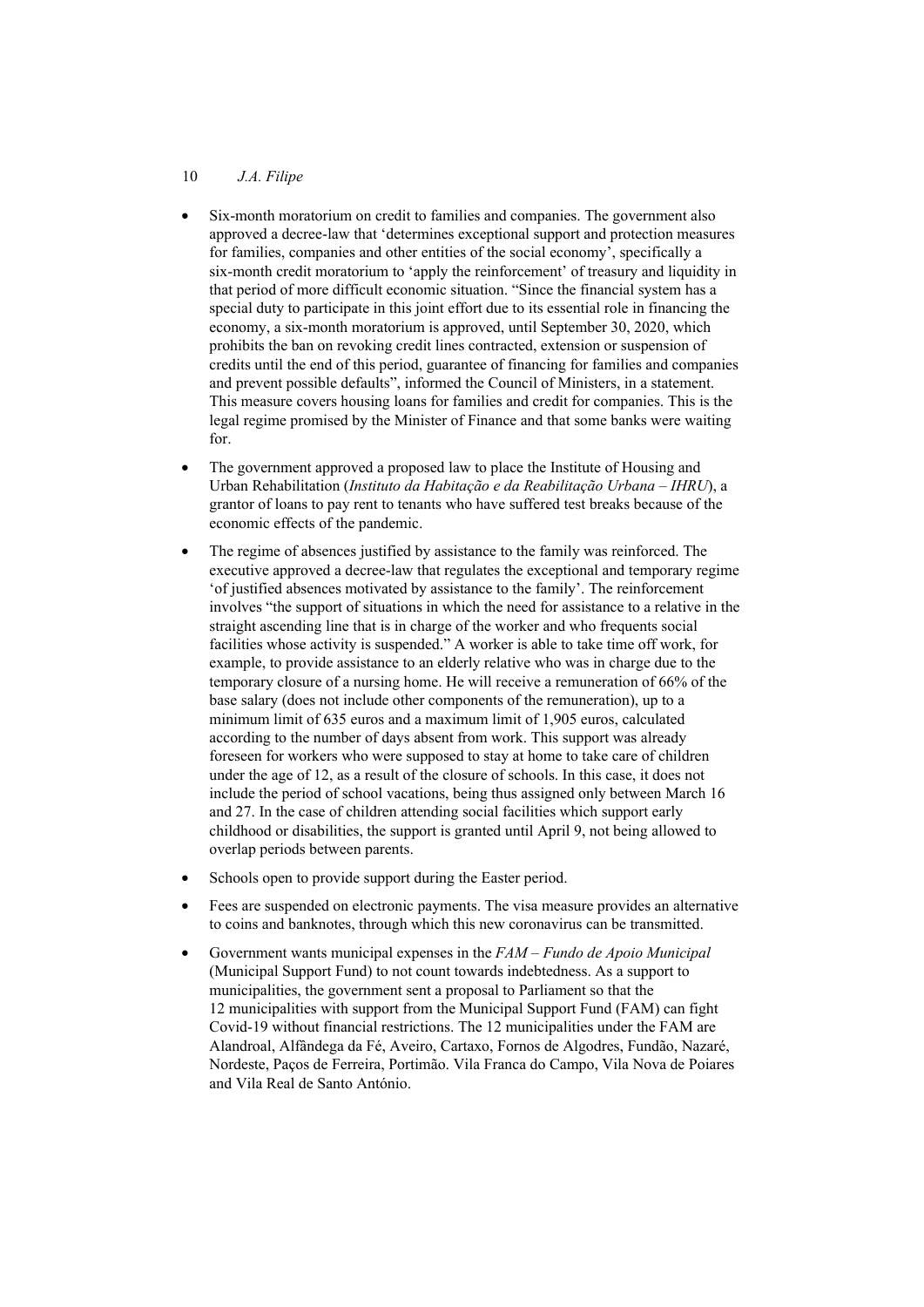- Six-month moratorium on credit to families and companies. The government also approved a decree-law that 'determines exceptional support and protection measures for families, companies and other entities of the social economy', specifically a six-month credit moratorium to 'apply the reinforcement' of treasury and liquidity in that period of more difficult economic situation. "Since the financial system has a special duty to participate in this joint effort due to its essential role in financing the economy, a six-month moratorium is approved, until September 30, 2020, which prohibits the ban on revoking credit lines contracted, extension or suspension of credits until the end of this period, guarantee of financing for families and companies and prevent possible defaults", informed the Council of Ministers, in a statement. This measure covers housing loans for families and credit for companies. This is the legal regime promised by the Minister of Finance and that some banks were waiting for.
- The government approved a proposed law to place the Institute of Housing and Urban Rehabilitation (*Instituto da Habitação e da Reabilitação Urbana – IHRU*), a grantor of loans to pay rent to tenants who have suffered test breaks because of the economic effects of the pandemic.
- The regime of absences justified by assistance to the family was reinforced. The executive approved a decree-law that regulates the exceptional and temporary regime 'of justified absences motivated by assistance to the family'. The reinforcement involves "the support of situations in which the need for assistance to a relative in the straight ascending line that is in charge of the worker and who frequents social facilities whose activity is suspended." A worker is able to take time off work, for example, to provide assistance to an elderly relative who was in charge due to the temporary closure of a nursing home. He will receive a remuneration of 66% of the base salary (does not include other components of the remuneration), up to a minimum limit of 635 euros and a maximum limit of 1,905 euros, calculated according to the number of days absent from work. This support was already foreseen for workers who were supposed to stay at home to take care of children under the age of 12, as a result of the closure of schools. In this case, it does not include the period of school vacations, being thus assigned only between March 16 and 27. In the case of children attending social facilities which support early childhood or disabilities, the support is granted until April 9, not being allowed to overlap periods between parents.
- Schools open to provide support during the Easter period.
- Fees are suspended on electronic payments. The visa measure provides an alternative to coins and banknotes, through which this new coronavirus can be transmitted.
- Government wants municipal expenses in the *FAM – Fundo de Apoio Municipal* (Municipal Support Fund) to not count towards indebtedness. As a support to municipalities, the government sent a proposal to Parliament so that the 12 municipalities with support from the Municipal Support Fund (FAM) can fight Covid-19 without financial restrictions. The 12 municipalities under the FAM are Alandroal, Alfândega da Fé, Aveiro, Cartaxo, Fornos de Algodres, Fundão, Nazaré, Nordeste, Paços de Ferreira, Portimão. Vila Franca do Campo, Vila Nova de Poiares and Vila Real de Santo António.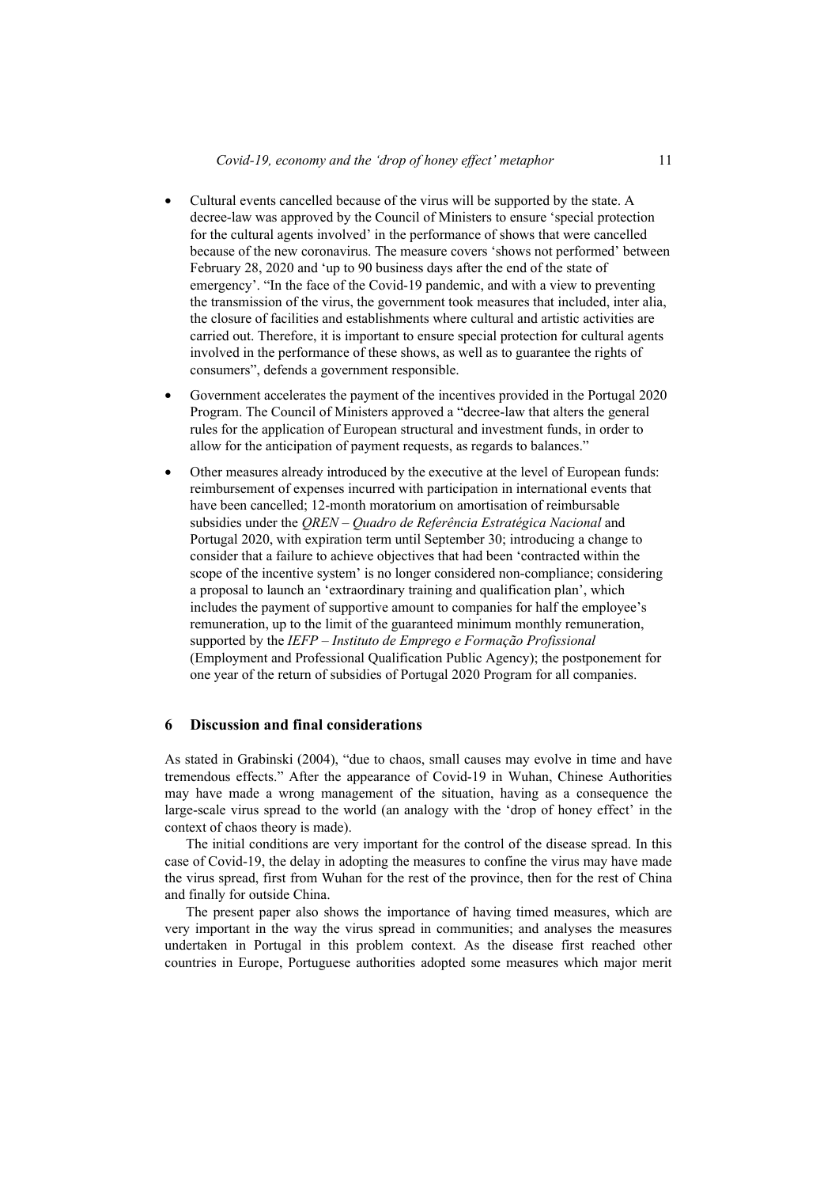- Cultural events cancelled because of the virus will be supported by the state. A decree-law was approved by the Council of Ministers to ensure 'special protection for the cultural agents involved' in the performance of shows that were cancelled because of the new coronavirus. The measure covers 'shows not performed' between February 28, 2020 and 'up to 90 business days after the end of the state of emergency'. "In the face of the Covid-19 pandemic, and with a view to preventing the transmission of the virus, the government took measures that included, inter alia, the closure of facilities and establishments where cultural and artistic activities are carried out. Therefore, it is important to ensure special protection for cultural agents involved in the performance of these shows, as well as to guarantee the rights of consumers", defends a government responsible.
- Government accelerates the payment of the incentives provided in the Portugal 2020 Program. The Council of Ministers approved a "decree-law that alters the general rules for the application of European structural and investment funds, in order to allow for the anticipation of payment requests, as regards to balances."
- Other measures already introduced by the executive at the level of European funds: reimbursement of expenses incurred with participation in international events that have been cancelled; 12-month moratorium on amortisation of reimbursable subsidies under the *QREN – Quadro de Referência Estratégica Nacional* and Portugal 2020, with expiration term until September 30; introducing a change to consider that a failure to achieve objectives that had been 'contracted within the scope of the incentive system' is no longer considered non-compliance; considering a proposal to launch an 'extraordinary training and qualification plan', which includes the payment of supportive amount to companies for half the employee's remuneration, up to the limit of the guaranteed minimum monthly remuneration, supported by the *IEFP – Instituto de Emprego e Formação Profissional* (Employment and Professional Qualification Public Agency); the postponement for one year of the return of subsidies of Portugal 2020 Program for all companies.

## 6 Discussion and final considerations

As stated in Grabinski (2004), "due to chaos, small causes may evolve in time and have tremendous effects." After the appearance of Covid-19 in Wuhan, Chinese Authorities may have made a wrong management of the situation, having as a consequence the large-scale virus spread to the world (an analogy with the 'drop of honey effect' in the context of chaos theory is made).

The initial conditions are very important for the control of the disease spread. In this case of Covid-19, the delay in adopting the measures to confine the virus may have made the virus spread, first from Wuhan for the rest of the province, then for the rest of China and finally for outside China.

The present paper also shows the importance of having timed measures, which are very important in the way the virus spread in communities; and analyses the measures undertaken in Portugal in this problem context. As the disease first reached other countries in Europe, Portuguese authorities adopted some measures which major merit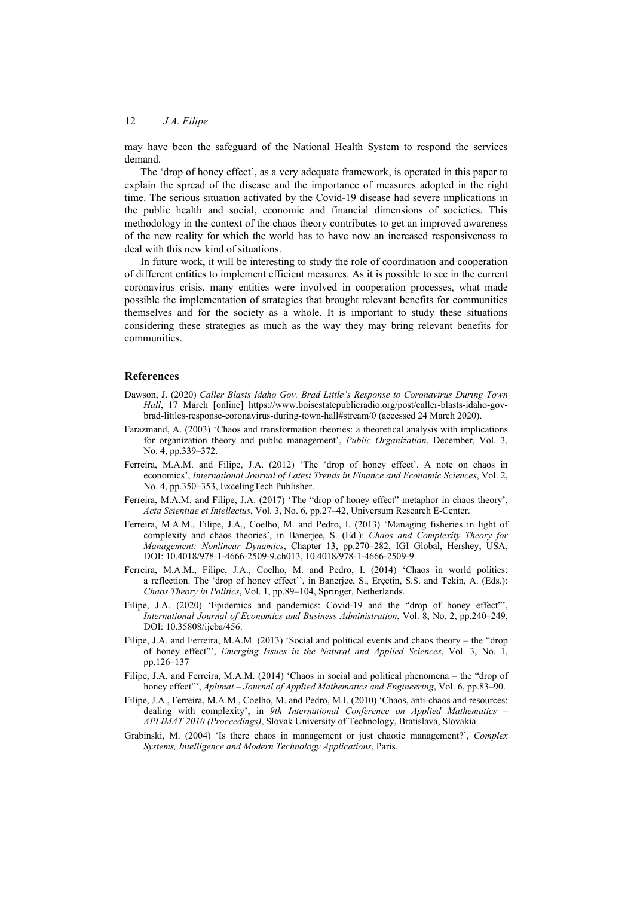may have been the safeguard of the National Health System to respond the services demand.

The 'drop of honey effect', as a very adequate framework, is operated in this paper to explain the spread of the disease and the importance of measures adopted in the right time. The serious situation activated by the Covid-19 disease had severe implications in the public health and social, economic and financial dimensions of societies. This methodology in the context of the chaos theory contributes to get an improved awareness of the new reality for which the world has to have now an increased responsiveness to deal with this new kind of situations.

In future work, it will be interesting to study the role of coordination and cooperation of different entities to implement efficient measures. As it is possible to see in the current coronavirus crisis, many entities were involved in cooperation processes, what made possible the implementation of strategies that brought relevant benefits for communities themselves and for the society as a whole. It is important to study these situations considering these strategies as much as the way they may bring relevant benefits for communities.

## References

Dawson, J. (2020) *Caller Blasts Idaho Gov. Brad Little's Response to Coronavirus During Town Hall*, 17 March [online] https://www.boisestatepublicradio.org/post/caller-blasts-idaho-gov-brad-littles-response-coronavirus-during-town-hall#stream/0 (accessed 24 March 2020).

Farazmand, A. (2003) 'Chaos and transformation theories: a theoretical analysis with implications for organization theory and public management', *Public Organization*, December, Vol. 3, No. 4, pp.339–372.

Ferreira, M.A.M. and Filipe, J.A. (2012) 'The 'drop of honey effect'. A note on chaos in economics', *International Journal of Latest Trends in Finance and Economic Sciences*, Vol. 2, No. 4, pp.350–353, ExcelingTech Publisher.

Ferreira, M.A.M. and Filipe, J.A. (2017) 'The "drop of honey effect" metaphor in chaos theory', *Acta Scientiae et Intellectus*, Vol. 3, No. 6, pp.27–42, Universum Research E-Center.

Ferreira, M.A.M., Filipe, J.A., Coelho, M. and Pedro, I. (2013) 'Managing fisheries in light of complexity and chaos theories', in Banerjee, S. (Ed.): *Chaos and Complexity Theory for Management: Nonlinear Dynamics*, Chapter 13, pp.270–282, IGI Global, Hershey, USA, DOI: 10.4018/978-1-4666-2509-9.ch013, 10.4018/978-1-4666-2509-9.

Ferreira, M.A.M., Filipe, J.A., Coelho, M. and Pedro, I. (2014) 'Chaos in world politics: a reflection. The 'drop of honey effect'', in Banerjee, S., Erçetin, S.S. and Tekin, A. (Eds.): *Chaos Theory in Politics*, Vol. 1, pp.89–104, Springer, Netherlands.

Filipe, J.A. (2020) 'Epidemics and pandemics: Covid-19 and the "drop of honey effect"', *International Journal of Economics and Business Administration*, Vol. 8, No. 2, pp.240–249, DOI: 10.35808/ijeba/456.

Filipe, J.A. and Ferreira, M.A.M. (2013) 'Social and political events and chaos theory – the "drop of honey effect"', *Emerging Issues in the Natural and Applied Sciences*, Vol. 3, No. 1, pp.126–137

Filipe, J.A. and Ferreira, M.A.M. (2014) 'Chaos in social and political phenomena – the "drop of honey effect"', *Aplimat – Journal of Applied Mathematics and Engineering*, Vol. 6, pp.83–90.

Filipe, J.A., Ferreira, M.A.M., Coelho, M. and Pedro, M.I. (2010) 'Chaos, anti-chaos and resources: dealing with complexity', in *9th International Conference on Applied Mathematics – APLIMAT 2010 (Proceedings)*, Slovak University of Technology, Bratislava, Slovakia.

Grabinski, M. (2004) 'Is there chaos in management or just chaotic management?', *Complex Systems, Intelligence and Modern Technology Applications*, Paris.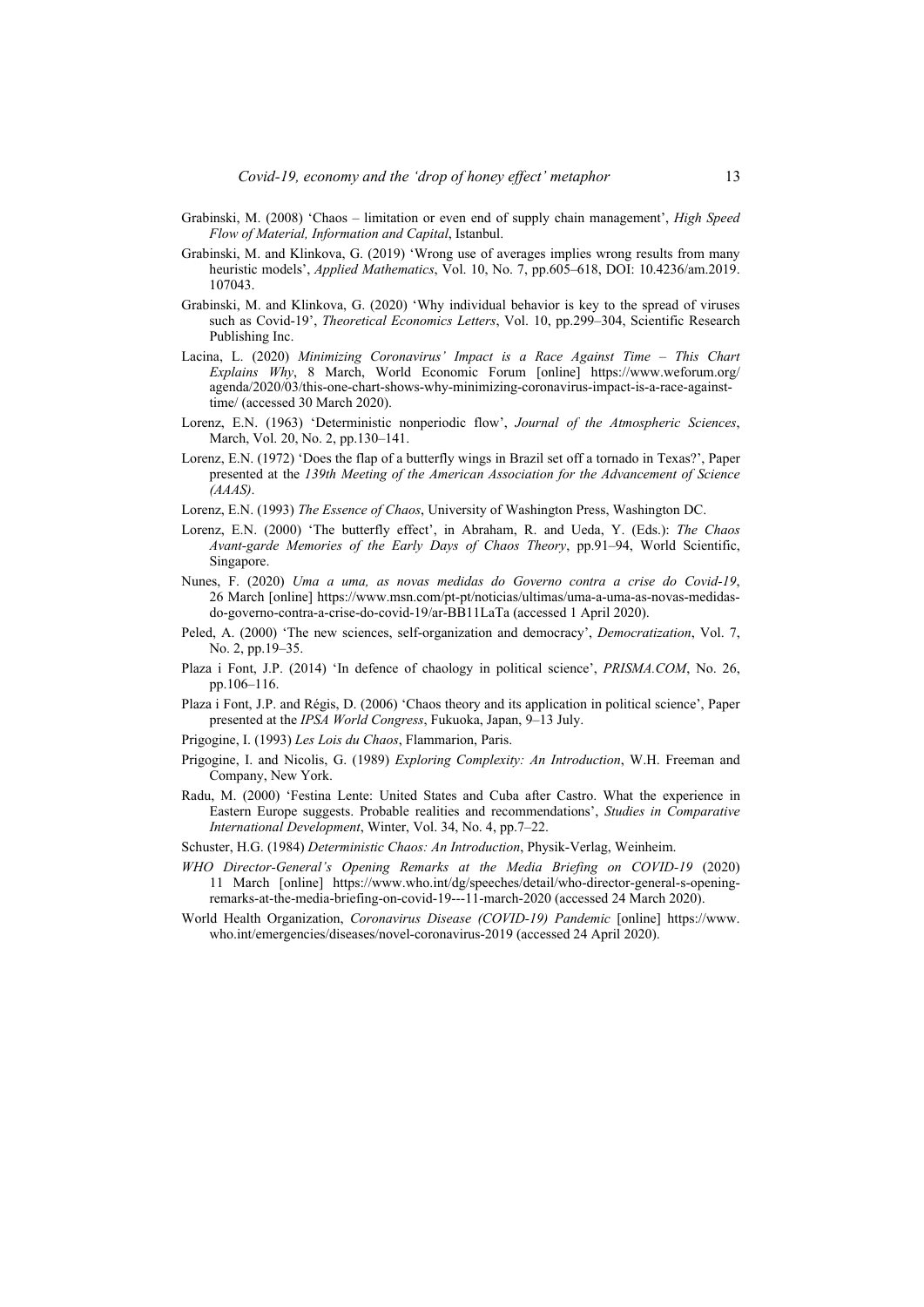Grabinski, M. (2008) 'Chaos – limitation or even end of supply chain management', *High Speed Flow of Material, Information and Capital*, Istanbul.

Grabinski, M. and Klinkova, G. (2019) 'Wrong use of averages implies wrong results from many heuristic models', *Applied Mathematics*, Vol. 10, No. 7, pp.605–618, DOI: 10.4236/am.2019.107043.

Grabinski, M. and Klinkova, G. (2020) 'Why individual behavior is key to the spread of viruses such as Covid-19', *Theoretical Economics Letters*, Vol. 10, pp.299–304, Scientific Research Publishing Inc.

Lacina, L. (2020) *Minimizing Coronavirus' Impact is a Race Against Time – This Chart Explains Why*, 8 March, World Economic Forum [online] https://www.weforum.org/agenda/2020/03/this-one-chart-shows-why-minimizing-coronavirus-impact-is-a-race-against-time/ (accessed 30 March 2020).

Lorenz, E.N. (1963) 'Deterministic nonperiodic flow', *Journal of the Atmospheric Sciences*, March, Vol. 20, No. 2, pp.130–141.

Lorenz, E.N. (1972) 'Does the flap of a butterfly wings in Brazil set off a tornado in Texas?', Paper presented at the *139th Meeting of the American Association for the Advancement of Science (AAAS)*.

Lorenz, E.N. (1993) *The Essence of Chaos*, University of Washington Press, Washington DC.

Lorenz, E.N. (2000) 'The butterfly effect', in Abraham, R. and Ueda, Y. (Eds.): *The Chaos Avant-garde Memories of the Early Days of Chaos Theory*, pp.91–94, World Scientific, Singapore.

Nunes, F. (2020) *Uma a uma, as novas medidas do Governo contra a crise do Covid-19*, 26 March [online] https://www.msn.com/pt-pt/noticias/ultimas/uma-a-uma-as-novas-medidas-do-governo-contra-a-crise-do-covid-19/ar-BB11LaTa (accessed 1 April 2020).

Peled, A. (2000) 'The new sciences, self-organization and democracy', *Democratization*, Vol. 7, No. 2, pp.19–35.

Plaza i Font, J.P. (2014) 'In defence of chaology in political science', *PRISMA.COM*, No. 26, pp.106–116.

Plaza i Font, J.P. and Régis, D. (2006) 'Chaos theory and its application in political science', Paper presented at the *IPSA World Congress*, Fukuoka, Japan, 9–13 July.

Prigogine, I. (1993) *Les Lois du Chaos*, Flammarion, Paris.

Prigogine, I. and Nicolis, G. (1989) *Exploring Complexity: An Introduction*, W.H. Freeman and Company, New York.

Radu, M. (2000) 'Festina Lente: United States and Cuba after Castro. What the experience in Eastern Europe suggests. Probable realities and recommendations', *Studies in Comparative International Development*, Winter, Vol. 34, No. 4, pp.7–22.

Schuster, H.G. (1984) *Deterministic Chaos: An Introduction*, Physik-Verlag, Weinheim.

*WHO Director-General's Opening Remarks at the Media Briefing on COVID-19* (2020) 11 March [online] https://www.who.int/dg/speeches/detail/who-director-general-s-opening-remarks-at-the-media-briefing-on-covid-19---11-march-2020 (accessed 24 March 2020).

World Health Organization, *Coronavirus Disease (COVID-19) Pandemic* [online] https://www.who.int/emergencies/diseases/novel-coronavirus-2019 (accessed 24 April 2020).